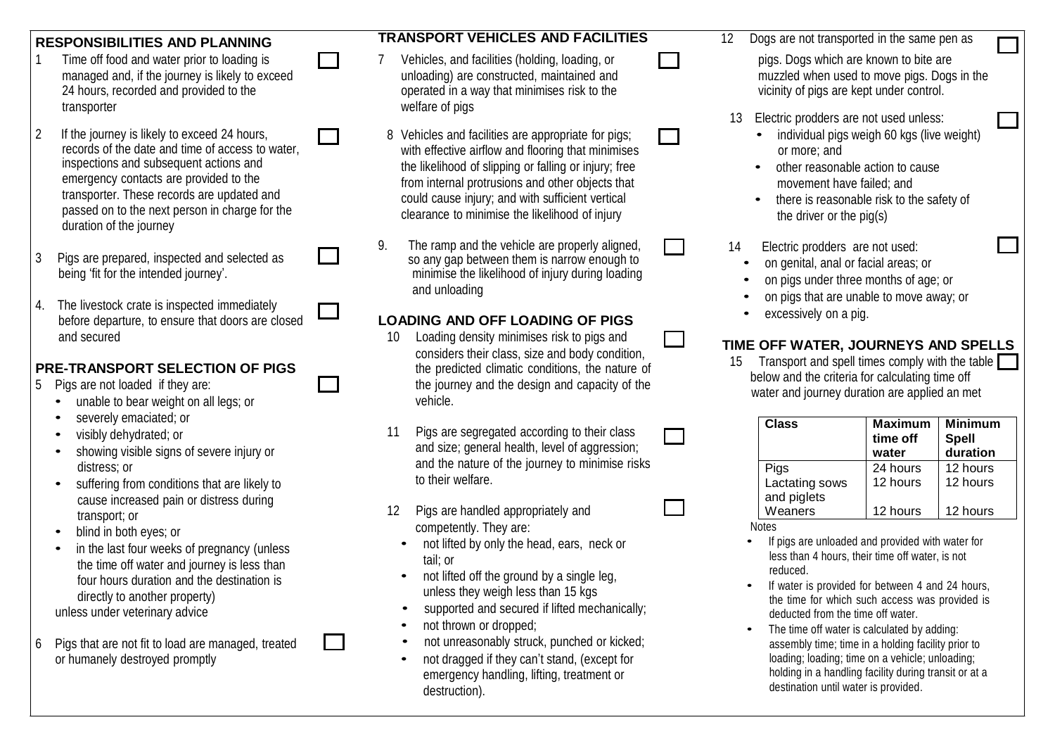## RESPONSIBILITIES AND PLANNING

1. Time off food and water prior to loading is managed and, if the journey is likely to exceed 24 hours, recorded and provided to the transporter ☐

2. If the journey is likely to exceed 24 hours, records of the date and time of access to water, inspections and subsequent actions and emergency contacts are provided to the transporter. These records are updated and passed on to the next person in charge for the duration of the journey ☐

3. Pigs are prepared, inspected and selected as being 'fit for the intended journey'. ☐

4. The livestock crate is inspected immediately before departure, to ensure that doors are closed and secured ☐

## PRE-TRANSPORT SELECTION OF PIGS

5. Pigs are not loaded if they are: ☐
   - unable to bear weight on all legs; or
   - severely emaciated; or
   - visibly dehydrated; or
   - showing visible signs of severe injury or distress; or
   - suffering from conditions that are likely to cause increased pain or distress during transport; or
   - blind in both eyes; or
   - in the last four weeks of pregnancy (unless the time off water and journey is less than four hours duration and the destination is directly to another property)

   unless under veterinary advice

6. Pigs that are not fit to load are managed, treated or humanely destroyed promptly ☐

## TRANSPORT VEHICLES AND FACILITIES

7. Vehicles, and facilities (holding, loading, or unloading) are constructed, maintained and operated in a way that minimises risk to the welfare of pigs ☐

8. Vehicles and facilities are appropriate for pigs; with effective airflow and flooring that minimises the likelihood of slipping or falling or injury; free from internal protrusions and other objects that could cause injury; and with sufficient vertical clearance to minimise the likelihood of injury ☐

9. The ramp and the vehicle are properly aligned, so any gap between them is narrow enough to minimise the likelihood of injury during loading and unloading ☐

## LOADING AND OFF LOADING OF PIGS

10. Loading density minimises risk to pigs and considers their class, size and body condition, the predicted climatic conditions, the nature of the journey and the design and capacity of the vehicle. ☐

11. Pigs are segregated according to their class and size; general health, level of aggression; and the nature of the journey to minimise risks to their welfare. ☐

12. Pigs are handled appropriately and competently. They are: ☐
    - not lifted by only the head, ears, neck or tail; or
    - not lifted off the ground by a single leg, unless they weigh less than 15 kgs
    - supported and secured if lifted mechanically;
    - not thrown or dropped;
    - not unreasonably struck, punched or kicked;
    - not dragged if they can't stand, (except for emergency handling, lifting, treatment or destruction).

12. Dogs are not transported in the same pen as pigs. Dogs which are known to bite are muzzled when used to move pigs. Dogs in the vicinity of pigs are kept under control. ☐

13. Electric prodders are not used unless: ☐
    - individual pigs weigh 60 kgs (live weight) or more; and
    - other reasonable action to cause movement have failed; and
    - there is reasonable risk to the safety of the driver or the pig(s)

14. Electric prodders are not used: ☐
    - on genital, anal or facial areas; or
    - on pigs under three months of age; or
    - on pigs that are unable to move away; or
    - excessively on a pig.

## TIME OFF WATER, JOURNEYS AND SPELLS

15. Transport and spell times comply with the table below and the criteria for calculating time off water and journey duration are applied an met ☐

| Class | Maximum time off water | Minimum Spell duration |
|---|---|---|
| Pigs | 24 hours | 12 hours |
| Lactating sows and piglets | 12 hours | 12 hours |
| Weaners | 12 hours | 12 hours |

Notes

- If pigs are unloaded and provided with water for less than 4 hours, their time off water, is not reduced.
- If water is provided for between 4 and 24 hours, the time for which such access was provided is deducted from the time off water.
- The time off water is calculated by adding: assembly time; time in a holding facility prior to loading; loading; time on a vehicle; unloading; holding in a handling facility during transit or at a destination until water is provided.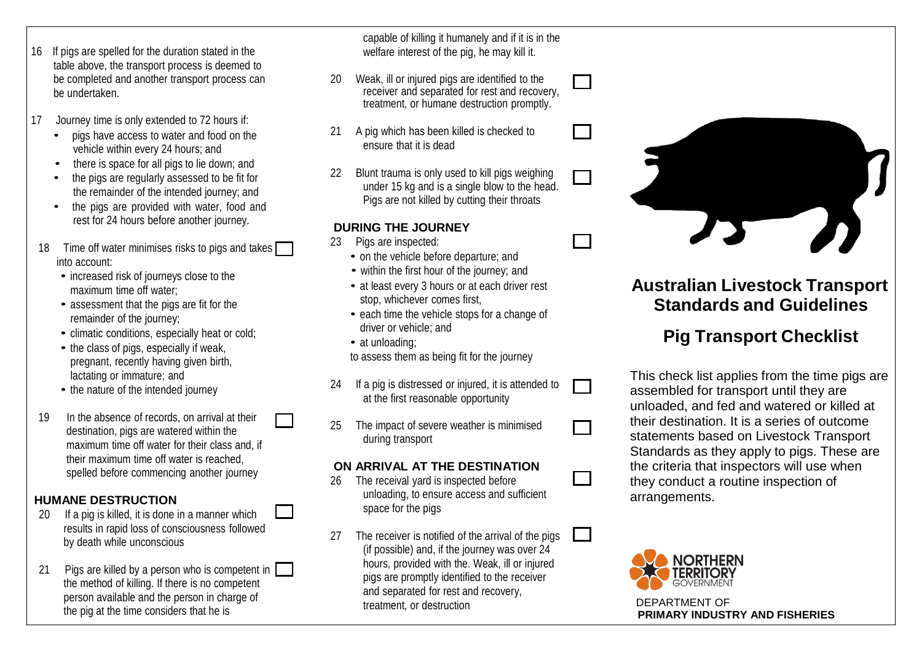16 If pigs are spelled for the duration stated in the table above, the transport process is deemed to be completed and another transport process can be undertaken.

17 Journey time is only extended to 72 hours if:
- pigs have access to water and food on the vehicle within every 24 hours; and
- there is space for all pigs to lie down; and
- the pigs are regularly assessed to be fit for the remainder of the intended journey; and
- the pigs are provided with water, food and rest for 24 hours before another journey.

18 Time off water minimises risks to pigs and takes into account: ☐
- increased risk of journeys close to the maximum time off water;
- assessment that the pigs are fit for the remainder of the journey;
- climatic conditions, especially heat or cold;
- the class of pigs, especially if weak, pregnant, recently having given birth, lactating or immature; and
- the nature of the intended journey

19 In the absence of records, on arrival at their destination, pigs are watered within the maximum time off water for their class and, if their maximum time off water is reached, spelled before commencing another journey ☐

## HUMANE DESTRUCTION

20 If a pig is killed, it is done in a manner which results in rapid loss of consciousness followed by death while unconscious ☐

21 Pigs are killed by a person who is competent in the method of killing. If there is no competent person available and the person in charge of the pig at the time considers that he is capable of killing it humanely and if it is in the welfare interest of the pig, he may kill it. ☐

20 Weak, ill or injured pigs are identified to the receiver and separated for rest and recovery, treatment, or humane destruction promptly. ☐

21 A pig which has been killed is checked to ensure that it is dead ☐

22 Blunt trauma is only used to kill pigs weighing under 15 kg and is a single blow to the head. Pigs are not killed by cutting their throats ☐

## DURING THE JOURNEY

23 Pigs are inspected: ☐
- on the vehicle before departure; and
- within the first hour of the journey; and
- at least every 3 hours or at each driver rest stop, whichever comes first,
- each time the vehicle stops for a change of driver or vehicle; and
- at unloading;

to assess them as being fit for the journey

24 If a pig is distressed or injured, it is attended to at the first reasonable opportunity ☐

25 The impact of severe weather is minimised during transport ☐

## ON ARRIVAL AT THE DESTINATION

26 The receival yard is inspected before unloading, to ensure access and sufficient space for the pigs ☐

27 The receiver is notified of the arrival of the pigs (if possible) and, if the journey was over 24 hours, provided with the. Weak, ill or injured pigs are promptly identified to the receiver and separated for rest and recovery, treatment, or destruction ☐

# Australian Livestock Transport Standards and Guidelines

# Pig Transport Checklist

This check list applies from the time pigs are assembled for transport until they are unloaded, and fed and watered or killed at their destination. It is a series of outcome statements based on Livestock Transport Standards as they apply to pigs. These are the criteria that inspectors will use when they conduct a routine inspection of arrangements.

NORTHERN TERRITORY GOVERNMENT

DEPARTMENT OF
**PRIMARY INDUSTRY AND FISHERIES**